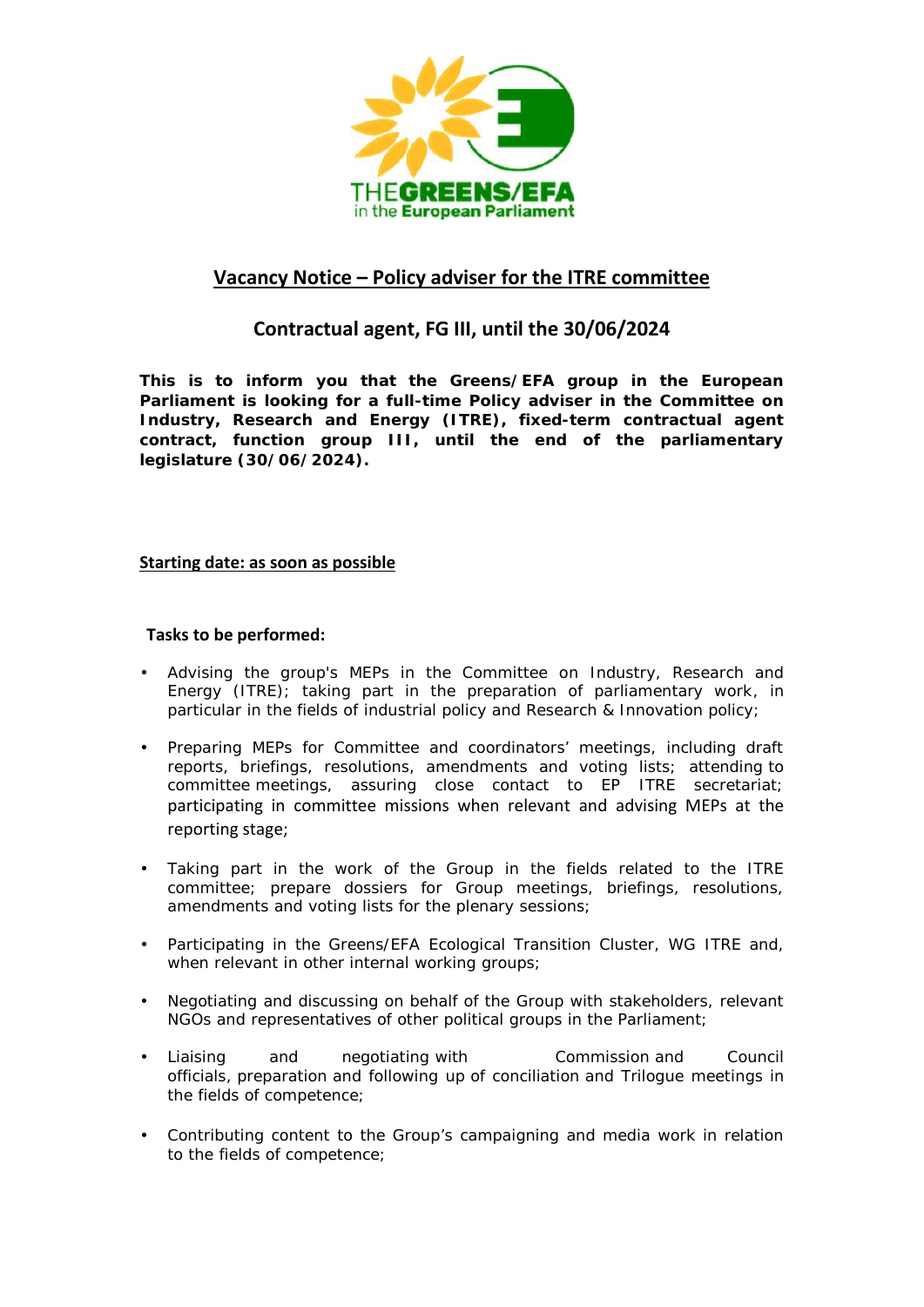## Vacancy Notice – Policy adviser for the ITRE committee

### Contractual agent, FG III, until the 30/06/2024

**This is to inform you that the Greens/EFA group in the European Parliament is looking for a full-time Policy adviser in the Committee on Industry, Research and Energy (ITRE), fixed-term contractual agent contract, function group III, until the end of the parliamentary legislature (30/06/2024).**

**Starting date: as soon as possible**

**Tasks to be performed:**

- Advising the group's MEPs in the Committee on Industry, Research and Energy (ITRE); taking part in the preparation of parliamentary work, in particular in the fields of industrial policy and Research & Innovation policy;
- Preparing MEPs for Committee and coordinators' meetings, including draft reports, briefings, resolutions, amendments and voting lists; attending to committee meetings, assuring close contact to EP ITRE secretariat; participating in committee missions when relevant and advising MEPs at the reporting stage;
- Taking part in the work of the Group in the fields related to the ITRE committee; prepare dossiers for Group meetings, briefings, resolutions, amendments and voting lists for the plenary sessions;
- Participating in the Greens/EFA Ecological Transition Cluster, WG ITRE and, when relevant in other internal working groups;
- Negotiating and discussing on behalf of the Group with stakeholders, relevant NGOs and representatives of other political groups in the Parliament;
- Liaising and negotiating with Commission and Council officials, preparation and following up of conciliation and Trilogue meetings in the fields of competence;
- Contributing content to the Group's campaigning and media work in relation to the fields of competence;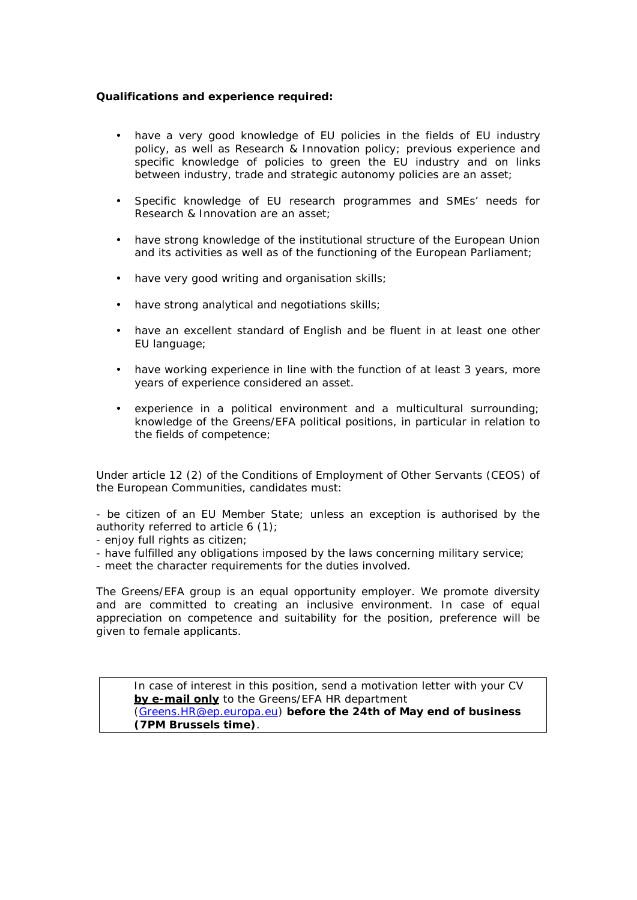**Qualifications and experience required:**

- have a very good knowledge of EU policies in the fields of EU industry policy, as well as Research & Innovation policy; previous experience and specific knowledge of policies to green the EU industry and on links between industry, trade and strategic autonomy policies are an asset;
- Specific knowledge of EU research programmes and SMEs' needs for Research & Innovation are an asset;
- have strong knowledge of the institutional structure of the European Union and its activities as well as of the functioning of the European Parliament;
- have very good writing and organisation skills;
- have strong analytical and negotiations skills;
- have an excellent standard of English and be fluent in at least one other EU language;
- have working experience in line with the function of at least 3 years, more years of experience considered an asset.
- experience in a political environment and a multicultural surrounding; knowledge of the Greens/EFA political positions, in particular in relation to the fields of competence;

Under article 12 (2) of the Conditions of Employment of Other Servants (CEOS) of the European Communities, candidates must:

- be citizen of an EU Member State; unless an exception is authorised by the authority referred to article 6 (1);
- enjoy full rights as citizen;
- have fulfilled any obligations imposed by the laws concerning military service;
- meet the character requirements for the duties involved.

The Greens/EFA group is an equal opportunity employer. We promote diversity and are committed to creating an inclusive environment. In case of equal appreciation on competence and suitability for the position, preference will be given to female applicants.

In case of interest in this position, send a motivation letter with your CV **by e-mail only** to the Greens/EFA HR department (Greens.HR@ep.europa.eu) **before the 24th of May end of business (7PM Brussels time)**.